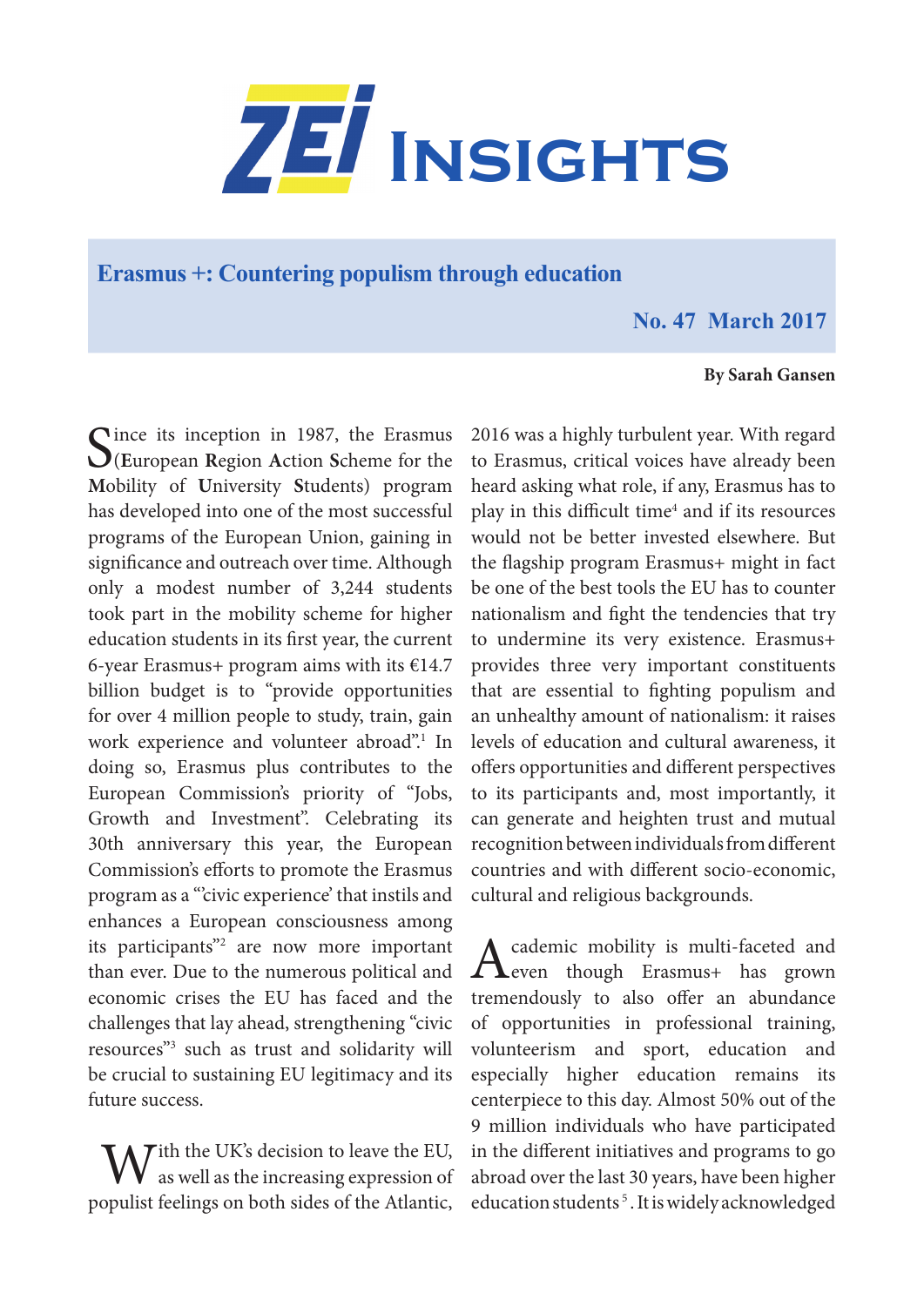# ZEI Insights

## Erasmus +: Countering populism through education

**No. 47 March 2017**

**By Sarah Gansen**

Since its inception in 1987, the Erasmus (**E**uropean **R**egion **A**ction **S**cheme for the **M**obility of **U**niversity **S**tudents) program has developed into one of the most successful programs of the European Union, gaining in significance and outreach over time. Although only a modest number of 3,244 students took part in the mobility scheme for higher education students in its first year, the current 6-year Erasmus+ program aims with its €14.7 billion budget is to "provide opportunities for over 4 million people to study, train, gain work experience and volunteer abroad".[1] In doing so, Erasmus plus contributes to the European Commission's priority of "Jobs, Growth and Investment". Celebrating its 30th anniversary this year, the European Commission's efforts to promote the Erasmus program as a "'civic experience' that instils and enhances a European consciousness among its participants"[2] are now more important than ever. Due to the numerous political and economic crises the EU has faced and the challenges that lay ahead, strengthening "civic resources"[3] such as trust and solidarity will be crucial to sustaining EU legitimacy and its future success.

With the UK's decision to leave the EU, as well as the increasing expression of populist feelings on both sides of the Atlantic, 2016 was a highly turbulent year. With regard to Erasmus, critical voices have already been heard asking what role, if any, Erasmus has to play in this difficult time[4] and if its resources would not be better invested elsewhere. But the flagship program Erasmus+ might in fact be one of the best tools the EU has to counter nationalism and fight the tendencies that try to undermine its very existence. Erasmus+ provides three very important constituents that are essential to fighting populism and an unhealthy amount of nationalism: it raises levels of education and cultural awareness, it offers opportunities and different perspectives to its participants and, most importantly, it can generate and heighten trust and mutual recognition between individuals from different countries and with different socio-economic, cultural and religious backgrounds.

Academic mobility is multi-faceted and even though Erasmus+ has grown tremendously to also offer an abundance of opportunities in professional training, volunteerism and sport, education and especially higher education remains its centerpiece to this day. Almost 50% out of the 9 million individuals who have participated in the different initiatives and programs to go abroad over the last 30 years, have been higher education students[5]. It is widely acknowledged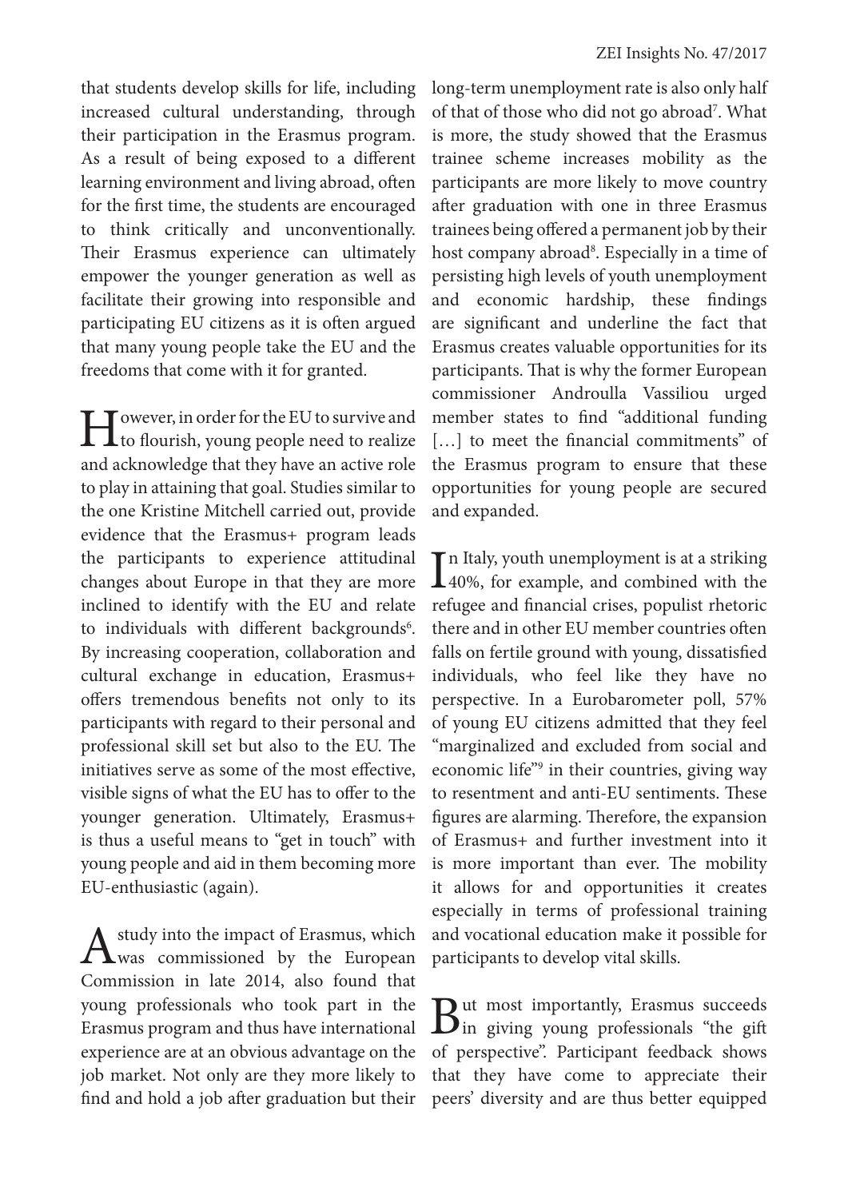that students develop skills for life, including increased cultural understanding, through their participation in the Erasmus program. As a result of being exposed to a different learning environment and living abroad, often for the first time, the students are encouraged to think critically and unconventionally. Their Erasmus experience can ultimately empower the younger generation as well as facilitate their growing into responsible and participating EU citizens as it is often argued that many young people take the EU and the freedoms that come with it for granted.

However, in order for the EU to survive and to flourish, young people need to realize and acknowledge that they have an active role to play in attaining that goal. Studies similar to the one Kristine Mitchell carried out, provide evidence that the Erasmus+ program leads the participants to experience attitudinal changes about Europe in that they are more inclined to identify with the EU and relate to individuals with different backgrounds[6]. By increasing cooperation, collaboration and cultural exchange in education, Erasmus+ offers tremendous benefits not only to its participants with regard to their personal and professional skill set but also to the EU. The initiatives serve as some of the most effective, visible signs of what the EU has to offer to the younger generation. Ultimately, Erasmus+ is thus a useful means to "get in touch" with young people and aid in them becoming more EU-enthusiastic (again).

A study into the impact of Erasmus, which was commissioned by the European Commission in late 2014, also found that young professionals who took part in the Erasmus program and thus have international experience are at an obvious advantage on the job market. Not only are they more likely to find and hold a job after graduation but their long-term unemployment rate is also only half of that of those who did not go abroad[7]. What is more, the study showed that the Erasmus trainee scheme increases mobility as the participants are more likely to move country after graduation with one in three Erasmus trainees being offered a permanent job by their host company abroad[8]. Especially in a time of persisting high levels of youth unemployment and economic hardship, these findings are significant and underline the fact that Erasmus creates valuable opportunities for its participants. That is why the former European commissioner Androulla Vassiliou urged member states to find "additional funding […] to meet the financial commitments" of the Erasmus program to ensure that these opportunities for young people are secured and expanded.

In Italy, youth unemployment is at a striking 40%, for example, and combined with the refugee and financial crises, populist rhetoric there and in other EU member countries often falls on fertile ground with young, dissatisfied individuals, who feel like they have no perspective. In a Eurobarometer poll, 57% of young EU citizens admitted that they feel "marginalized and excluded from social and economic life"[9] in their countries, giving way to resentment and anti-EU sentiments. These figures are alarming. Therefore, the expansion of Erasmus+ and further investment into it is more important than ever. The mobility it allows for and opportunities it creates especially in terms of professional training and vocational education make it possible for participants to develop vital skills.

But most importantly, Erasmus succeeds in giving young professionals "the gift of perspective". Participant feedback shows that they have come to appreciate their peers' diversity and are thus better equipped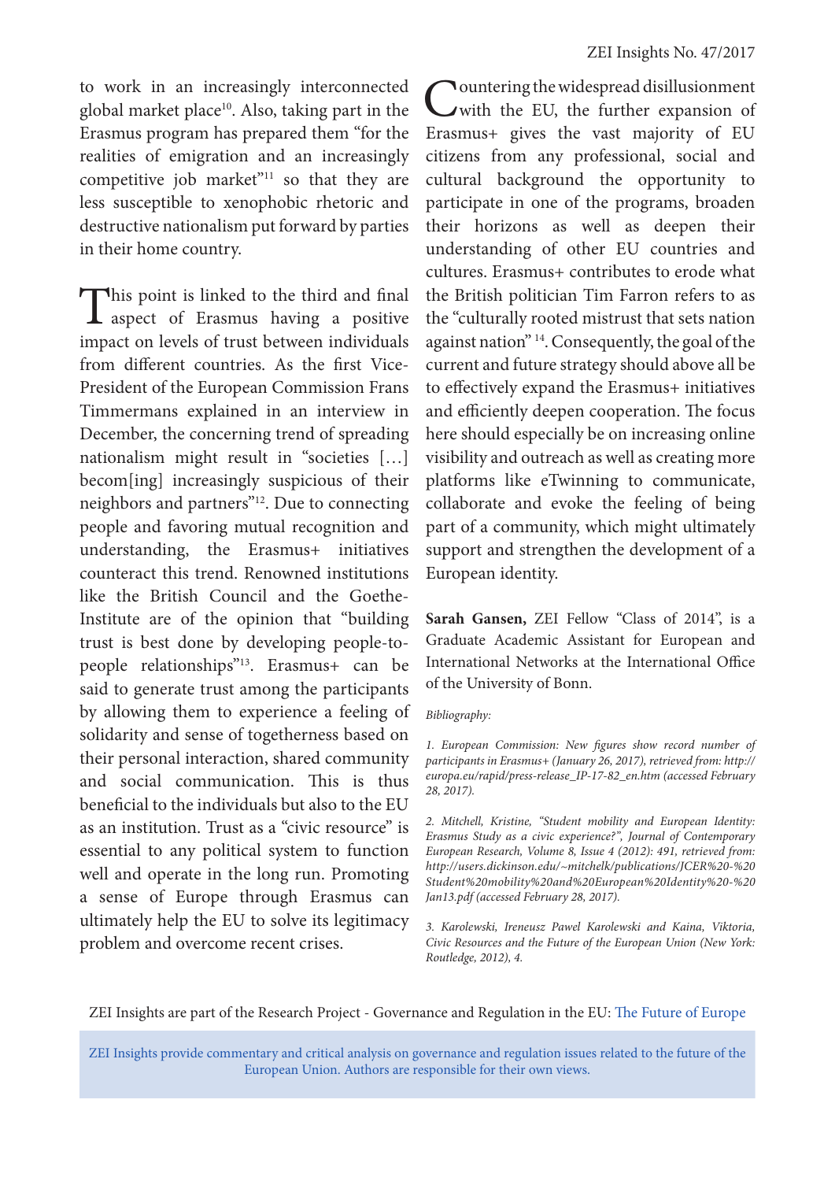to work in an increasingly interconnected global market place[10]. Also, taking part in the Erasmus program has prepared them "for the realities of emigration and an increasingly competitive job market"[11] so that they are less susceptible to xenophobic rhetoric and destructive nationalism put forward by parties in their home country.

This point is linked to the third and final aspect of Erasmus having a positive impact on levels of trust between individuals from different countries. As the first Vice-President of the European Commission Frans Timmermans explained in an interview in December, the concerning trend of spreading nationalism might result in "societies […] becom[ing] increasingly suspicious of their neighbors and partners"[12]. Due to connecting people and favoring mutual recognition and understanding, the Erasmus+ initiatives counteract this trend. Renowned institutions like the British Council and the Goethe-Institute are of the opinion that "building trust is best done by developing people-to-people relationships"[13]. Erasmus+ can be said to generate trust among the participants by allowing them to experience a feeling of solidarity and sense of togetherness based on their personal interaction, shared community and social communication. This is thus beneficial to the individuals but also to the EU as an institution. Trust as a "civic resource" is essential to any political system to function well and operate in the long run. Promoting a sense of Europe through Erasmus can ultimately help the EU to solve its legitimacy problem and overcome recent crises.

Countering the widespread disillusionment with the EU, the further expansion of Erasmus+ gives the vast majority of EU citizens from any professional, social and cultural background the opportunity to participate in one of the programs, broaden their horizons as well as deepen their understanding of other EU countries and cultures. Erasmus+ contributes to erode what the British politician Tim Farron refers to as the "culturally rooted mistrust that sets nation against nation" [14]. Consequently, the goal of the current and future strategy should above all be to effectively expand the Erasmus+ initiatives and efficiently deepen cooperation. The focus here should especially be on increasing online visibility and outreach as well as creating more platforms like eTwinning to communicate, collaborate and evoke the feeling of being part of a community, which might ultimately support and strengthen the development of a European identity.

**Sarah Gansen,** ZEI Fellow "Class of 2014", is a Graduate Academic Assistant for European and International Networks at the International Office of the University of Bonn.

*Bibliography:*

*1. European Commission: New figures show record number of participants in Erasmus+ (January 26, 2017), retrieved from: http://europa.eu/rapid/press-release_IP-17-82_en.htm (accessed February 28, 2017).*

*2. Mitchell, Kristine, "Student mobility and European Identity: Erasmus Study as a civic experience?", Journal of Contemporary European Research, Volume 8, Issue 4 (2012): 491, retrieved from: http://users.dickinson.edu/~mitchelk/publications/JCER%20-%20Student%20mobility%20and%20European%20Identity%20-%20Jan13.pdf (accessed February 28, 2017).*

*3. Karolewski, Ireneusz Pawel Karolewski and Kaina, Viktoria, Civic Resources and the Future of the European Union (New York: Routledge, 2012), 4.*

ZEI Insights are part of the Research Project - Governance and Regulation in the EU: The Future of Europe

ZEI Insights provide commentary and critical analysis on governance and regulation issues related to the future of the European Union. Authors are responsible for their own views.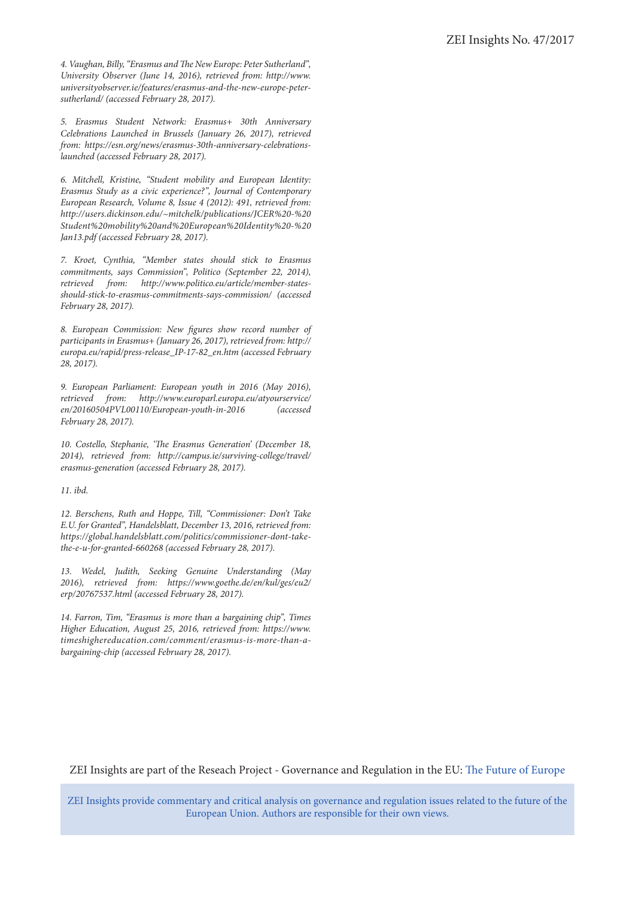*4. Vaughan, Billy, "Erasmus and The New Europe: Peter Sutherland", University Observer (June 14, 2016), retrieved from: http://www.universityobserver.ie/features/erasmus-and-the-new-europe-peter-sutherland/ (accessed February 28, 2017).*

*5. Erasmus Student Network: Erasmus+ 30th Anniversary Celebrations Launched in Brussels (January 26, 2017), retrieved from: https://esn.org/news/erasmus-30th-anniversary-celebrations-launched (accessed February 28, 2017).*

*6. Mitchell, Kristine, "Student mobility and European Identity: Erasmus Study as a civic experience?", Journal of Contemporary European Research, Volume 8, Issue 4 (2012): 491, retrieved from: http://users.dickinson.edu/~mitchelk/publications/JCER%20-%20Student%20mobility%20and%20European%20Identity%20-%20Jan13.pdf (accessed February 28, 2017).*

*7. Kroet, Cynthia, "Member states should stick to Erasmus commitments, says Commission", Politico (September 22, 2014), retrieved from: http://www.politico.eu/article/member-states-should-stick-to-erasmus-commitments-says-commission/ (accessed February 28, 2017).*

*8. European Commission: New figures show record number of participants in Erasmus+ (January 26, 2017), retrieved from: http://europa.eu/rapid/press-release_IP-17-82_en.htm (accessed February 28, 2017).*

*9. European Parliament: European youth in 2016 (May 2016), retrieved from: http://www.europarl.europa.eu/atyourservice/en/20160504PVL00110/European-youth-in-2016 (accessed February 28, 2017).*

*10. Costello, Stephanie, 'The Erasmus Generation' (December 18, 2014), retrieved from: http://campus.ie/surviving-college/travel/erasmus-generation (accessed February 28, 2017).*

*11. ibd.*

*12. Berschens, Ruth and Hoppe, Till, "Commissioner: Don't Take E.U. for Granted", Handelsblatt, December 13, 2016, retrieved from: https://global.handelsblatt.com/politics/commissioner-dont-take-the-e-u-for-granted-660268 (accessed February 28, 2017).*

*13. Wedel, Judith, Seeking Genuine Understanding (May 2016), retrieved from: https://www.goethe.de/en/kul/ges/eu2/erp/20767537.html (accessed February 28, 2017).*

*14. Farron, Tim, "Erasmus is more than a bargaining chip", Times Higher Education, August 25, 2016, retrieved from: https://www.timeshighereducation.com/comment/erasmus-is-more-than-a-bargaining-chip (accessed February 28, 2017).*

ZEI Insights are part of the Reseach Project - Governance and Regulation in the EU: The Future of Europe

ZEI Insights provide commentary and critical analysis on governance and regulation issues related to the future of the European Union. Authors are responsible for their own views.